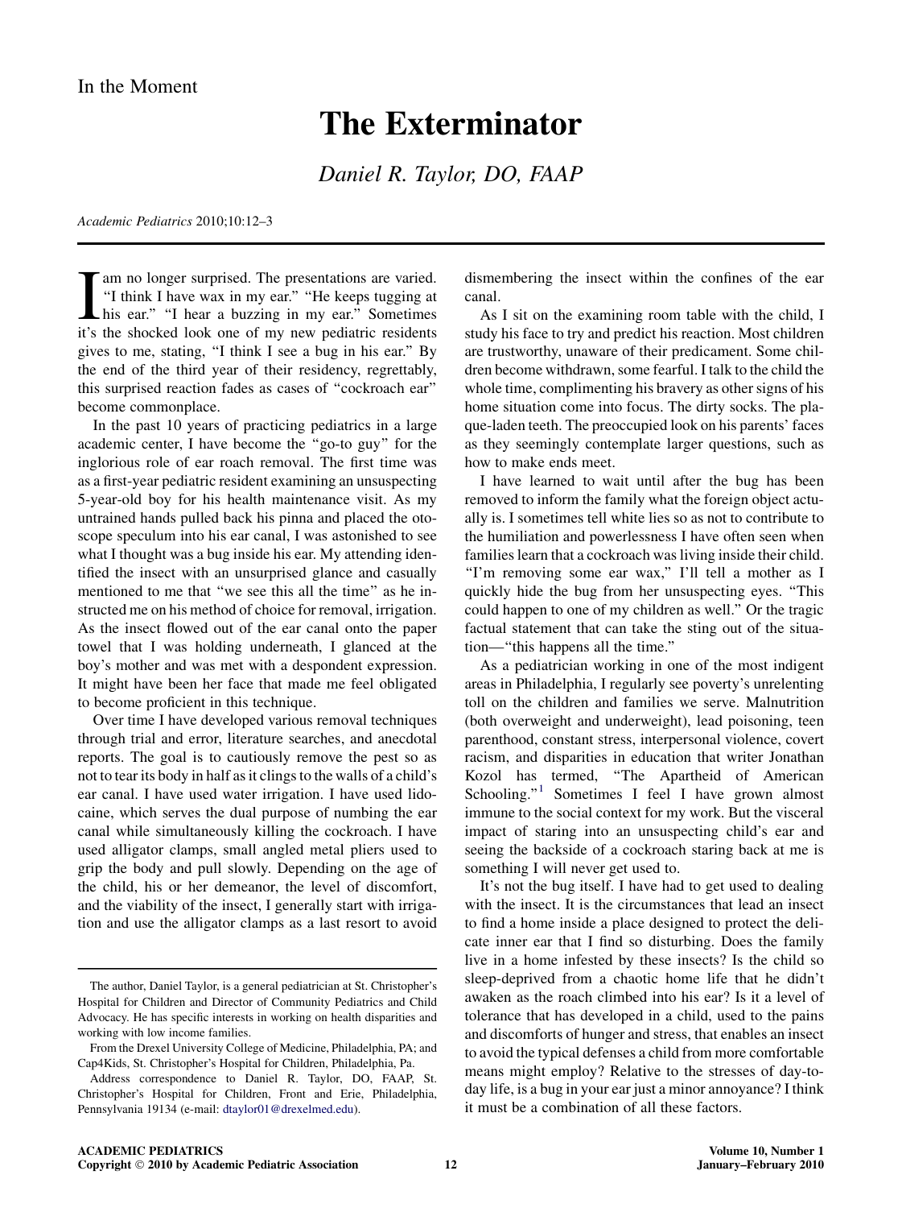In the Moment

# The Exterminator

*Daniel R. Taylor, DO, FAAP*

*Academic Pediatrics* 2010;10:12–3

I am no longer surprised. The presentations are varied. "I think I have wax in my ear." "He keeps tugging at his ear." "I hear a buzzing in my ear." Sometimes it's the shocked look one of my new pediatric residents gives to me, stating, "I think I see a bug in his ear." By the end of the third year of their residency, regrettably, this surprised reaction fades as cases of "cockroach ear" become commonplace.

In the past 10 years of practicing pediatrics in a large academic center, I have become the "go-to guy" for the inglorious role of ear roach removal. The first time was as a first-year pediatric resident examining an unsuspecting 5-year-old boy for his health maintenance visit. As my untrained hands pulled back his pinna and placed the otoscope speculum into his ear canal, I was astonished to see what I thought was a bug inside his ear. My attending identified the insect with an unsurprised glance and casually mentioned to me that "we see this all the time" as he instructed me on his method of choice for removal, irrigation. As the insect flowed out of the ear canal onto the paper towel that I was holding underneath, I glanced at the boy's mother and was met with a despondent expression. It might have been her face that made me feel obligated to become proficient in this technique.

Over time I have developed various removal techniques through trial and error, literature searches, and anecdotal reports. The goal is to cautiously remove the pest so as not to tear its body in half as it clings to the walls of a child's ear canal. I have used water irrigation. I have used lidocaine, which serves the dual purpose of numbing the ear canal while simultaneously killing the cockroach. I have used alligator clamps, small angled metal pliers used to grip the body and pull slowly. Depending on the age of the child, his or her demeanor, the level of discomfort, and the viability of the insect, I generally start with irrigation and use the alligator clamps as a last resort to avoid dismembering the insect within the confines of the ear canal.

As I sit on the examining room table with the child, I study his face to try and predict his reaction. Most children are trustworthy, unaware of their predicament. Some children become withdrawn, some fearful. I talk to the child the whole time, complimenting his bravery as other signs of his home situation come into focus. The dirty socks. The plaque-laden teeth. The preoccupied look on his parents' faces as they seemingly contemplate larger questions, such as how to make ends meet.

I have learned to wait until after the bug has been removed to inform the family what the foreign object actually is. I sometimes tell white lies so as not to contribute to the humiliation and powerlessness I have often seen when families learn that a cockroach was living inside their child. "I'm removing some ear wax," I'll tell a mother as I quickly hide the bug from her unsuspecting eyes. "This could happen to one of my children as well." Or the tragic factual statement that can take the sting out of the situation—"this happens all the time."

As a pediatrician working in one of the most indigent areas in Philadelphia, I regularly see poverty's unrelenting toll on the children and families we serve. Malnutrition (both overweight and underweight), lead poisoning, teen parenthood, constant stress, interpersonal violence, covert racism, and disparities in education that writer Jonathan Kozol has termed, "The Apartheid of American Schooling."[1] Sometimes I feel I have grown almost immune to the social context for my work. But the visceral impact of staring into an unsuspecting child's ear and seeing the backside of a cockroach staring back at me is something I will never get used to.

It's not the bug itself. I have had to get used to dealing with the insect. It is the circumstances that lead an insect to find a home inside a place designed to protect the delicate inner ear that I find so disturbing. Does the family live in a home infested by these insects? Is the child so sleep-deprived from a chaotic home life that he didn't awaken as the roach climbed into his ear? Is it a level of tolerance that has developed in a child, used to the pains and discomforts of hunger and stress, that enables an insect to avoid the typical defenses a child from more comfortable means might employ? Relative to the stresses of day-to-day life, is a bug in your ear just a minor annoyance? I think it must be a combination of all these factors.

---

The author, Daniel Taylor, is a general pediatrician at St. Christopher's Hospital for Children and Director of Community Pediatrics and Child Advocacy. He has specific interests in working on health disparities and working with low income families.

From the Drexel University College of Medicine, Philadelphia, PA; and Cap4Kids, St. Christopher's Hospital for Children, Philadelphia, Pa.

Address correspondence to Daniel R. Taylor, DO, FAAP, St. Christopher's Hospital for Children, Front and Erie, Philadelphia, Pennsylvania 19134 (e-mail: dtaylor01@drexelmed.edu).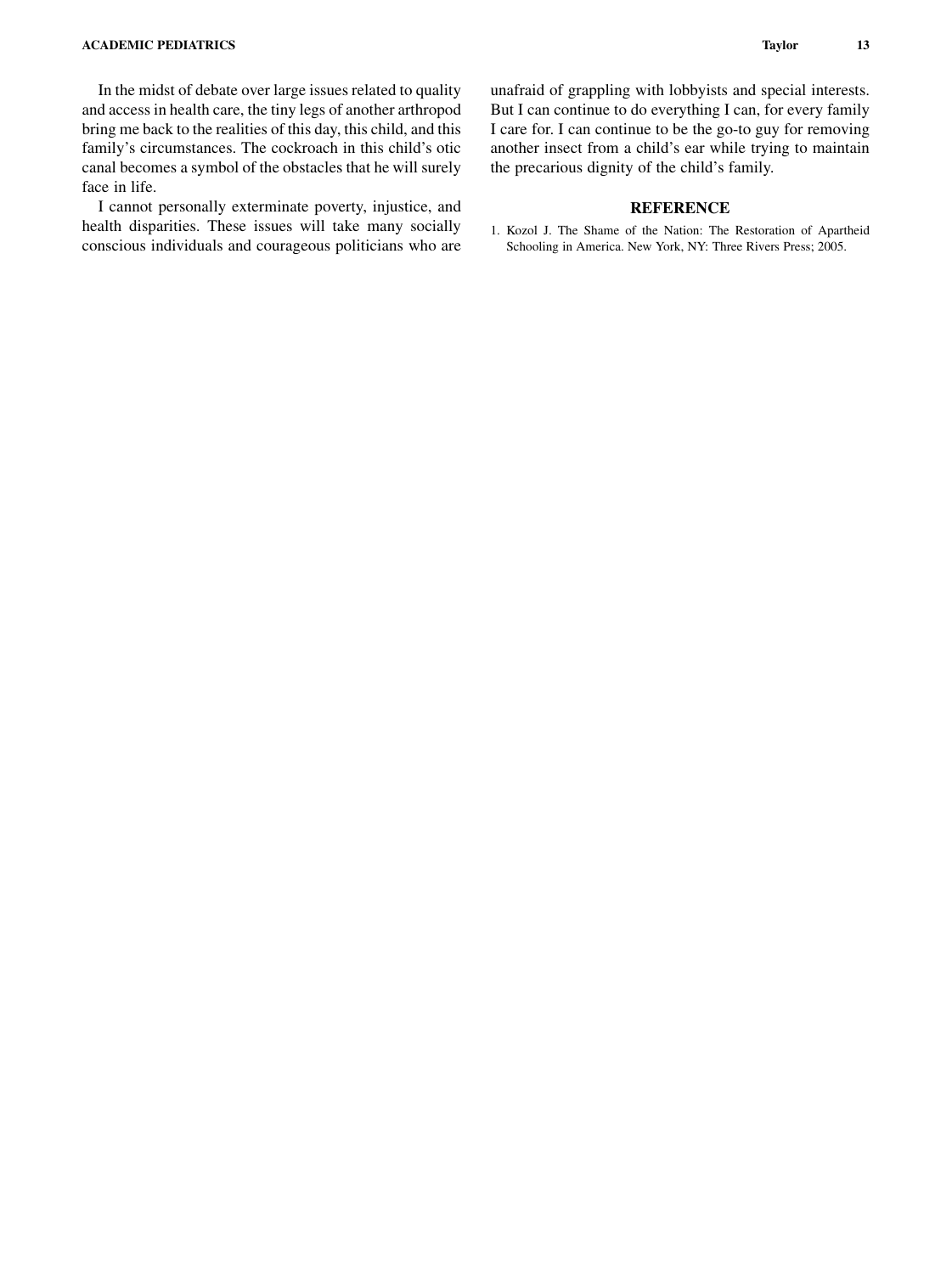In the midst of debate over large issues related to quality and access in health care, the tiny legs of another arthropod bring me back to the realities of this day, this child, and this family's circumstances. The cockroach in this child's otic canal becomes a symbol of the obstacles that he will surely face in life.

I cannot personally exterminate poverty, injustice, and health disparities. These issues will take many socially conscious individuals and courageous politicians who are unafraid of grappling with lobbyists and special interests. But I can continue to do everything I can, for every family I care for. I can continue to be the go-to guy for removing another insect from a child's ear while trying to maintain the precarious dignity of the child's family.

## REFERENCE

1. Kozol J. The Shame of the Nation: The Restoration of Apartheid Schooling in America. New York, NY: Three Rivers Press; 2005.